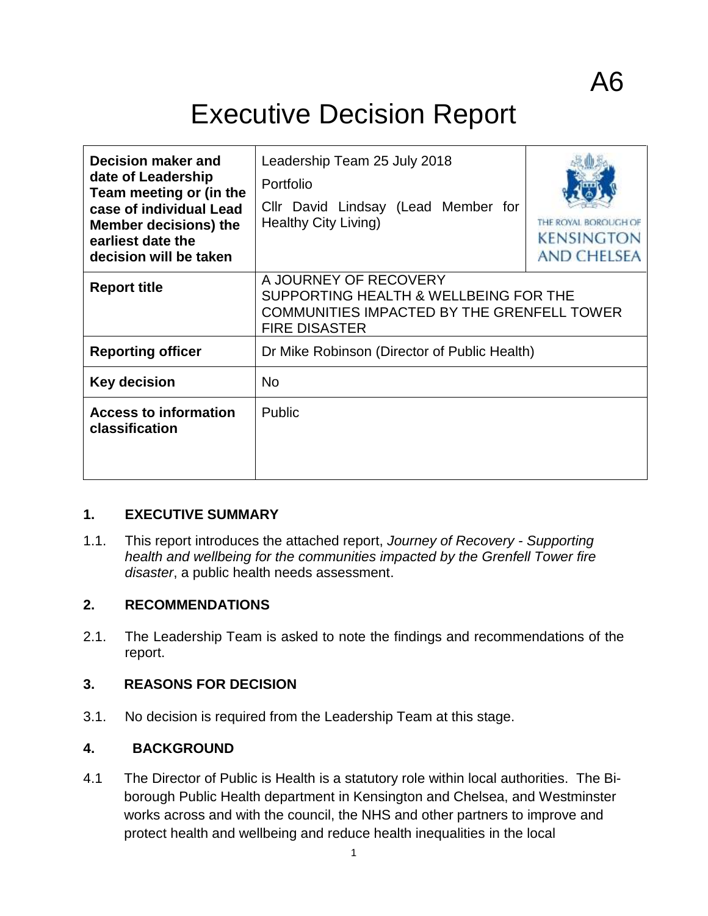A6

# Executive Decision Report

| | | |
|---|---|---|
| **Decision maker and date of Leadership Team meeting or (in the case of individual Lead Member decisions) the earliest date the decision will be taken** | Leadership Team 25 July 2018<br>Portfolio<br>Cllr David Lindsay (Lead Member for Healthy City Living) | THE ROYAL BOROUGH OF KENSINGTON AND CHELSEA |
| **Report title** | A JOURNEY OF RECOVERY<br>SUPPORTING HEALTH & WELLBEING FOR THE COMMUNITIES IMPACTED BY THE GRENFELL TOWER FIRE DISASTER | |
| **Reporting officer** | Dr Mike Robinson (Director of Public Health) | |
| **Key decision** | No | |
| **Access to information classification** | Public | |

## 1. EXECUTIVE SUMMARY

1.1. This report introduces the attached report, *Journey of Recovery - Supporting health and wellbeing for the communities impacted by the Grenfell Tower fire disaster*, a public health needs assessment.

## 2. RECOMMENDATIONS

2.1. The Leadership Team is asked to note the findings and recommendations of the report.

## 3. REASONS FOR DECISION

3.1. No decision is required from the Leadership Team at this stage.

## 4. BACKGROUND

4.1 The Director of Public is Health is a statutory role within local authorities. The Bi-borough Public Health department in Kensington and Chelsea, and Westminster works across and with the council, the NHS and other partners to improve and protect health and wellbeing and reduce health inequalities in the local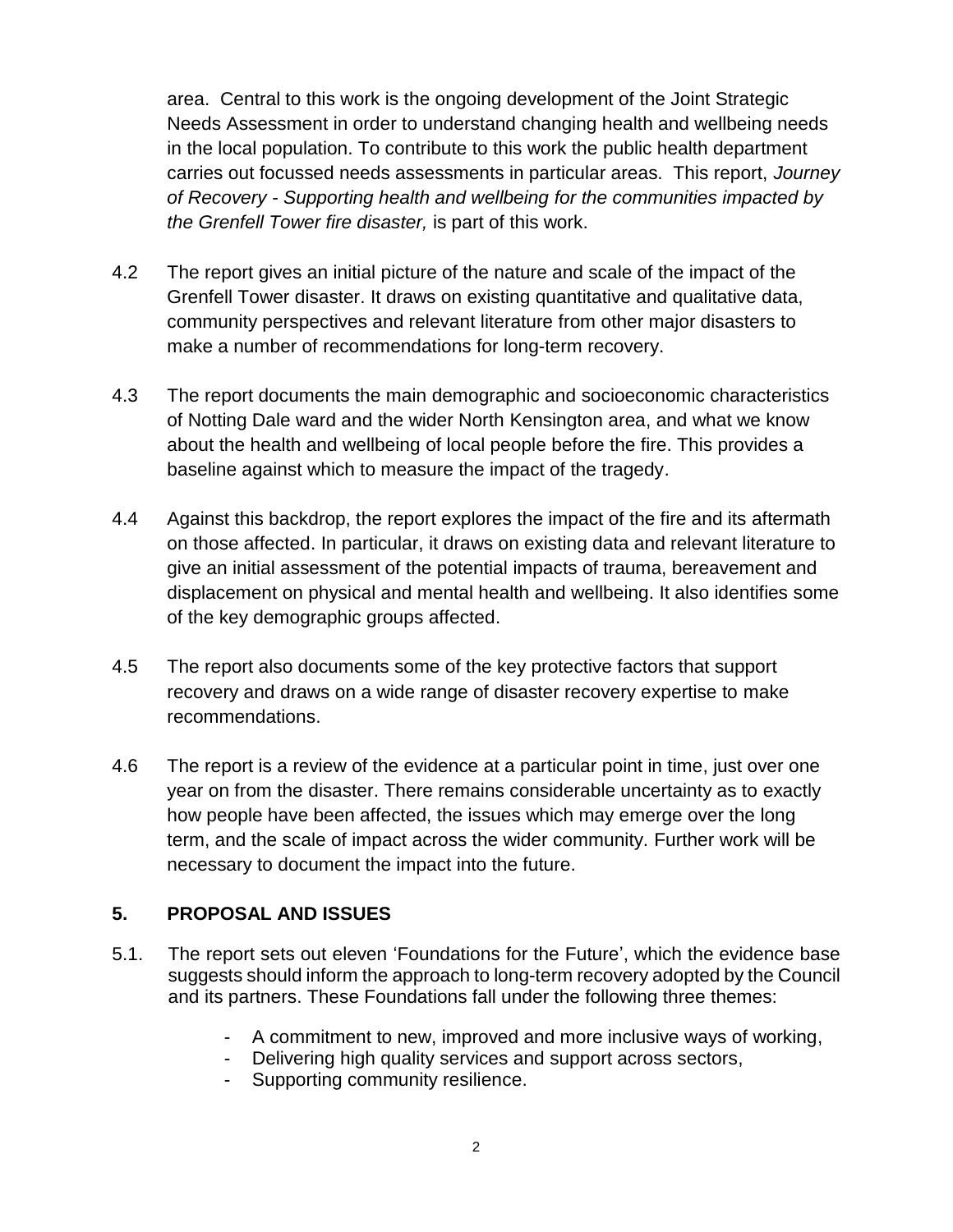area. Central to this work is the ongoing development of the Joint Strategic Needs Assessment in order to understand changing health and wellbeing needs in the local population. To contribute to this work the public health department carries out focussed needs assessments in particular areas. This report, *Journey of Recovery - Supporting health and wellbeing for the communities impacted by the Grenfell Tower fire disaster,* is part of this work.

4.2 The report gives an initial picture of the nature and scale of the impact of the Grenfell Tower disaster. It draws on existing quantitative and qualitative data, community perspectives and relevant literature from other major disasters to make a number of recommendations for long-term recovery.

4.3 The report documents the main demographic and socioeconomic characteristics of Notting Dale ward and the wider North Kensington area, and what we know about the health and wellbeing of local people before the fire. This provides a baseline against which to measure the impact of the tragedy.

4.4 Against this backdrop, the report explores the impact of the fire and its aftermath on those affected. In particular, it draws on existing data and relevant literature to give an initial assessment of the potential impacts of trauma, bereavement and displacement on physical and mental health and wellbeing. It also identifies some of the key demographic groups affected.

4.5 The report also documents some of the key protective factors that support recovery and draws on a wide range of disaster recovery expertise to make recommendations.

4.6 The report is a review of the evidence at a particular point in time, just over one year on from the disaster. There remains considerable uncertainty as to exactly how people have been affected, the issues which may emerge over the long term, and the scale of impact across the wider community. Further work will be necessary to document the impact into the future.

## 5. PROPOSAL AND ISSUES

5.1. The report sets out eleven 'Foundations for the Future', which the evidence base suggests should inform the approach to long-term recovery adopted by the Council and its partners. These Foundations fall under the following three themes:

- A commitment to new, improved and more inclusive ways of working,
- Delivering high quality services and support across sectors,
- Supporting community resilience.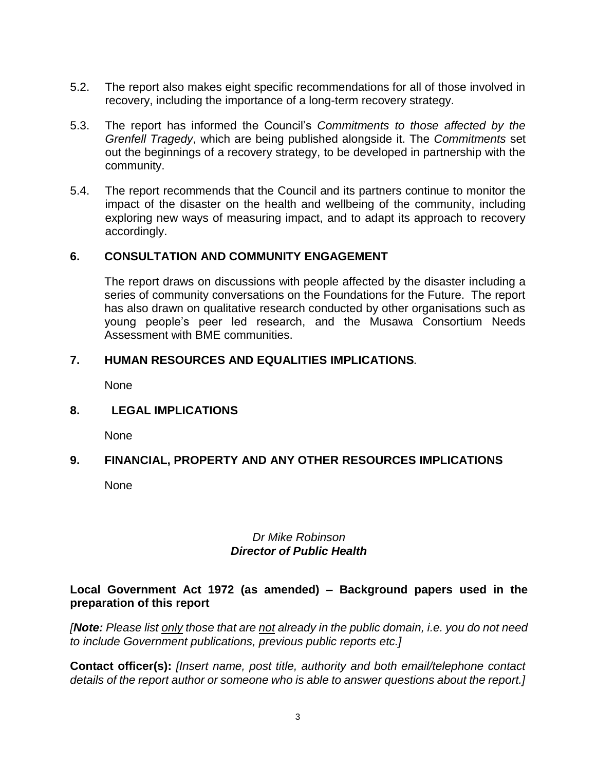5.2. The report also makes eight specific recommendations for all of those involved in recovery, including the importance of a long-term recovery strategy.

5.3. The report has informed the Council's *Commitments to those affected by the Grenfell Tragedy*, which are being published alongside it. The *Commitments* set out the beginnings of a recovery strategy, to be developed in partnership with the community.

5.4. The report recommends that the Council and its partners continue to monitor the impact of the disaster on the health and wellbeing of the community, including exploring new ways of measuring impact, and to adapt its approach to recovery accordingly.

## 6. CONSULTATION AND COMMUNITY ENGAGEMENT

The report draws on discussions with people affected by the disaster including a series of community conversations on the Foundations for the Future. The report has also drawn on qualitative research conducted by other organisations such as young people's peer led research, and the Musawa Consortium Needs Assessment with BME communities.

## 7. HUMAN RESOURCES AND EQUALITIES IMPLICATIONS.

None

## 8. LEGAL IMPLICATIONS

None

## 9. FINANCIAL, PROPERTY AND ANY OTHER RESOURCES IMPLICATIONS

None

*Dr Mike Robinson*
***Director of Public Health***

**Local Government Act 1972 (as amended) – Background papers used in the preparation of this report**

*[**Note:** Please list only those that are not already in the public domain, i.e. you do not need to include Government publications, previous public reports etc.]*

**Contact officer(s):** *[Insert name, post title, authority and both email/telephone contact details of the report author or someone who is able to answer questions about the report.]*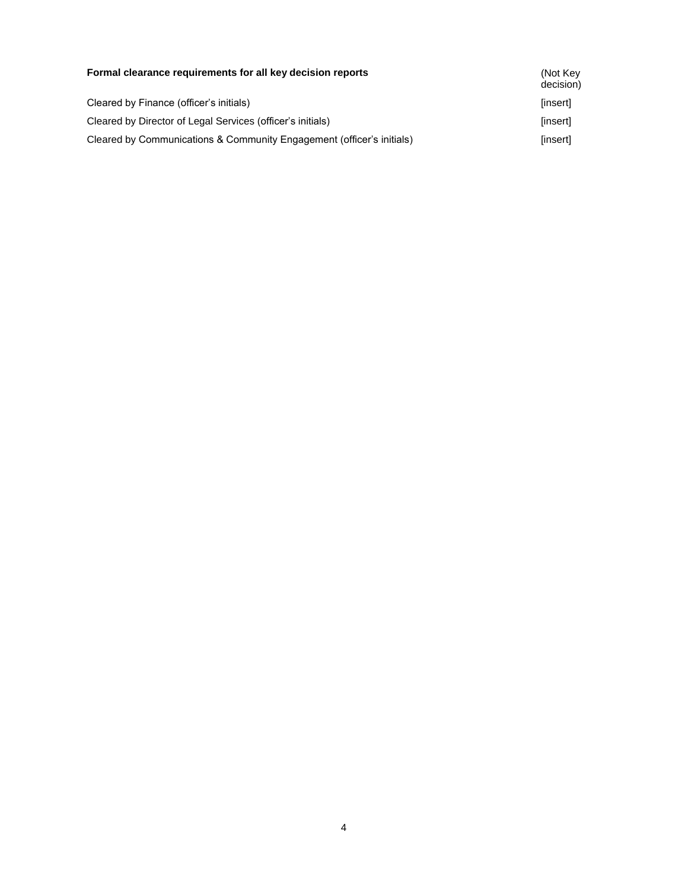| Formal clearance requirements for all key decision reports | (Not Key decision) |
| --- | --- |
| Cleared by Finance (officer's initials) | [insert] |
| Cleared by Director of Legal Services (officer's initials) | [insert] |
| Cleared by Communications & Community Engagement (officer's initials) | [insert] |